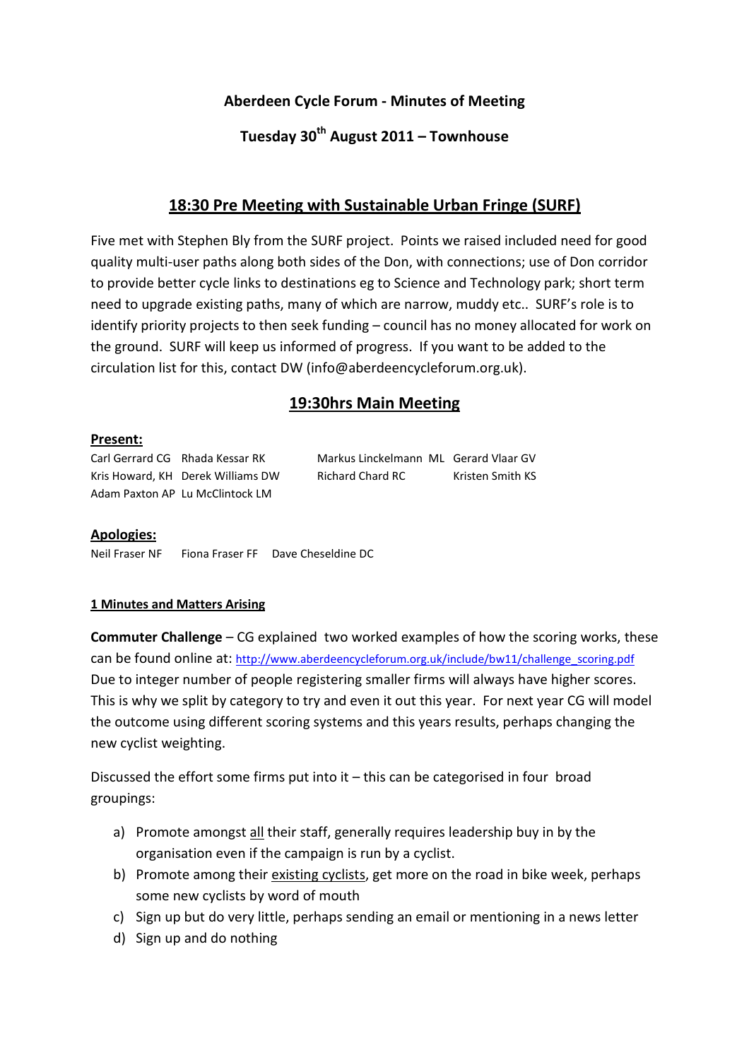# Aberdeen Cycle Forum - Minutes of Meeting

## Tuesday 30th August 2011 – Townhouse

## 18:30 Pre Meeting with Sustainable Urban Fringe (SURF)

Five met with Stephen Bly from the SURF project. Points we raised included need for good quality multi-user paths along both sides of the Don, with connections; use of Don corridor to provide better cycle links to destinations eg to Science and Technology park; short term need to upgrade existing paths, many of which are narrow, muddy etc.. SURF's role is to identify priority projects to then seek funding – council has no money allocated for work on the ground. SURF will keep us informed of progress. If you want to be added to the circulation list for this, contact DW (info@aberdeencycleforum.org.uk).

## 19:30hrs Main Meeting

**Present:**

| | | | |
|---|---|---|---|
| Carl Gerrard CG | Rhada Kessar RK | Markus Linckelmann ML | Gerard Vlaar GV |
| Kris Howard, KH | Derek Williams DW | Richard Chard RC | Kristen Smith KS |
| Adam Paxton AP | Lu McClintock LM | | |

**Apologies:**

Neil Fraser NF    Fiona Fraser FF    Dave Cheseldine DC

**1 Minutes and Matters Arising**

**Commuter Challenge** – CG explained two worked examples of how the scoring works, these can be found online at: http://www.aberdeencycleforum.org.uk/include/bw11/challenge_scoring.pdf
Due to integer number of people registering smaller firms will always have higher scores. This is why we split by category to try and even it out this year. For next year CG will model the outcome using different scoring systems and this years results, perhaps changing the new cyclist weighting.

Discussed the effort some firms put into it – this can be categorised in four broad groupings:

a) Promote amongst all their staff, generally requires leadership buy in by the organisation even if the campaign is run by a cyclist.
b) Promote among their existing cyclists, get more on the road in bike week, perhaps some new cyclists by word of mouth
c) Sign up but do very little, perhaps sending an email or mentioning in a news letter
d) Sign up and do nothing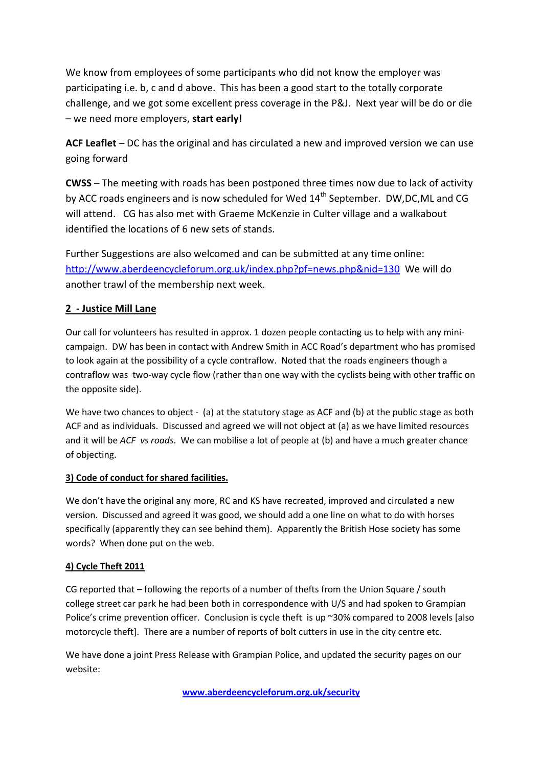We know from employees of some participants who did not know the employer was participating i.e. b, c and d above. This has been a good start to the totally corporate challenge, and we got some excellent press coverage in the P&J. Next year will be do or die – we need more employers, **start early!**

**ACF Leaflet** – DC has the original and has circulated a new and improved version we can use going forward

**CWSS** – The meeting with roads has been postponed three times now due to lack of activity by ACC roads engineers and is now scheduled for Wed 14th September. DW,DC,ML and CG will attend. CG has also met with Graeme McKenzie in Culter village and a walkabout identified the locations of 6 new sets of stands.

Further Suggestions are also welcomed and can be submitted at any time online: http://www.aberdeencycleforum.org.uk/index.php?pf=news.php&nid=130 We will do another trawl of the membership next week.

**2 - Justice Mill Lane**

Our call for volunteers has resulted in approx. 1 dozen people contacting us to help with any mini-campaign. DW has been in contact with Andrew Smith in ACC Road's department who has promised to look again at the possibility of a cycle contraflow. Noted that the roads engineers though a contraflow was two-way cycle flow (rather than one way with the cyclists being with other traffic on the opposite side).

We have two chances to object - (a) at the statutory stage as ACF and (b) at the public stage as both ACF and as individuals. Discussed and agreed we will not object at (a) as we have limited resources and it will be *ACF vs roads*. We can mobilise a lot of people at (b) and have a much greater chance of objecting.

**3) Code of conduct for shared facilities.**

We don't have the original any more, RC and KS have recreated, improved and circulated a new version. Discussed and agreed it was good, we should add a one line on what to do with horses specifically (apparently they can see behind them). Apparently the British Hose society has some words? When done put on the web.

**4) Cycle Theft 2011**

CG reported that – following the reports of a number of thefts from the Union Square / south college street car park he had been both in correspondence with U/S and had spoken to Grampian Police's crime prevention officer. Conclusion is cycle theft is up ~30% compared to 2008 levels [also motorcycle theft]. There are a number of reports of bolt cutters in use in the city centre etc.

We have done a joint Press Release with Grampian Police, and updated the security pages on our website:

**www.aberdeencycleforum.org.uk/security**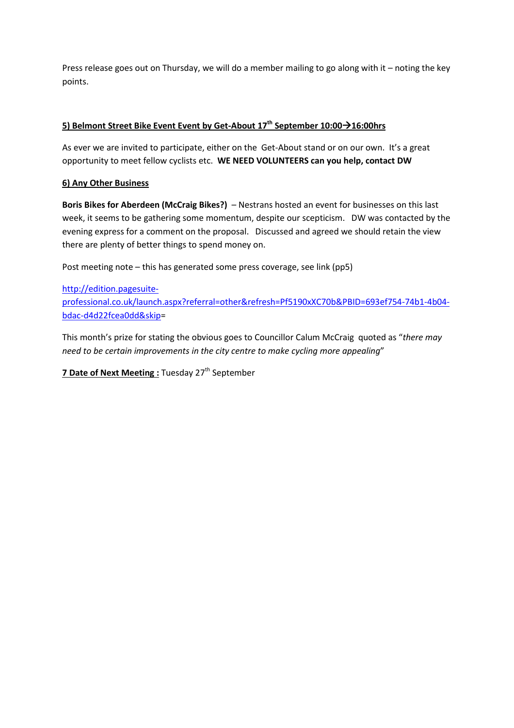Press release goes out on Thursday, we will do a member mailing to go along with it – noting the key points.

**5) Belmont Street Bike Event Event by Get-About 17th September 10:00→16:00hrs**

As ever we are invited to participate, either on the Get-About stand or on our own. It's a great opportunity to meet fellow cyclists etc. **WE NEED VOLUNTEERS can you help, contact DW**

**6) Any Other Business**

**Boris Bikes for Aberdeen (McCraig Bikes?)** – Nestrans hosted an event for businesses on this last week, it seems to be gathering some momentum, despite our scepticism. DW was contacted by the evening express for a comment on the proposal. Discussed and agreed we should retain the view there are plenty of better things to spend money on.

Post meeting note – this has generated some press coverage, see link (pp5)

http://edition.pagesuite-professional.co.uk/launch.aspx?referral=other&refresh=Pf5190xXC70b&PBID=693ef754-74b1-4b04-bdac-d4d22fcea0dd&skip=

This month's prize for stating the obvious goes to Councillor Calum McCraig quoted as "*there may need to be certain improvements in the city centre to make cycling more appealing*"

**7 Date of Next Meeting :** Tuesday 27th September